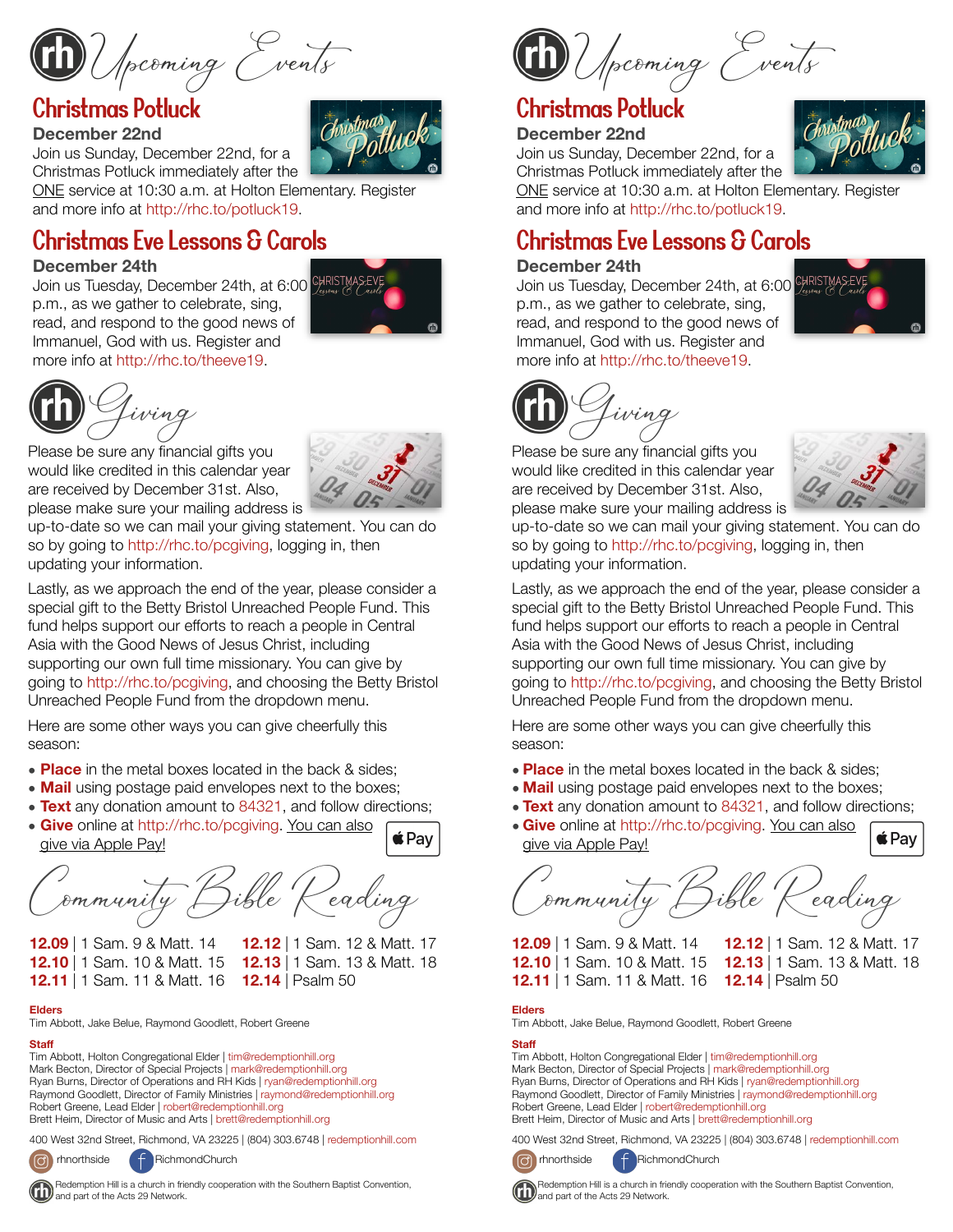# Upcoming Events

## Christmas Potluck

**December 22nd**

Join us Sunday, December 22nd, for a Christmas Potluck immediately after the ONE service at 10:30 a.m. at Holton Elementary. Register and more info at http://rhc.to/potluck19.

## Christmas Eve Lessons & Carols

**December 24th**

Join us Tuesday, December 24th, at 6:00 p.m., as we gather to celebrate, sing, read, and respond to the good news of Immanuel, God with us. Register and more info at http://rhc.to/theeve19.

# Giving

Please be sure any financial gifts you would like credited in this calendar year are received by December 31st. Also, please make sure your mailing address is up-to-date so we can mail your giving statement. You can do so by going to http://rhc.to/pcgiving, logging in, then updating your information.

Lastly, as we approach the end of the year, please consider a special gift to the Betty Bristol Unreached People Fund. This fund helps support our efforts to reach a people in Central Asia with the Good News of Jesus Christ, including supporting our own full time missionary. You can give by going to http://rhc.to/pcgiving, and choosing the Betty Bristol Unreached People Fund from the dropdown menu.

Here are some other ways you can give cheerfully this season:

- **Place** in the metal boxes located in the back & sides;
- **Mail** using postage paid envelopes next to the boxes;
- **Text** any donation amount to 84321, and follow directions;
- **Give** online at http://rhc.to/pcgiving. You can also give via Apple Pay!

# Community Bible Reading

**12.09** | 1 Sam. 9 & Matt. 14
**12.10** | 1 Sam. 10 & Matt. 15
**12.11** | 1 Sam. 11 & Matt. 16
**12.12** | 1 Sam. 12 & Matt. 17
**12.13** | 1 Sam. 13 & Matt. 18
**12.14** | Psalm 50

**Elders**

Tim Abbott, Jake Belue, Raymond Goodlett, Robert Greene

**Staff**

Tim Abbott, Holton Congregational Elder | tim@redemptionhill.org
Mark Becton, Director of Special Projects | mark@redemptionhill.org
Ryan Burns, Director of Operations and RH Kids | ryan@redemptionhill.org
Raymond Goodlett, Director of Family Ministries | raymond@redemptionhill.org
Robert Greene, Lead Elder | robert@redemptionhill.org
Brett Heim, Director of Music and Arts | brett@redemptionhill.org

400 West 32nd Street, Richmond, VA 23225 | (804) 303.6748 | redemptionhill.com

rhnorthside | RichmondChurch

Redemption Hill is a church in friendly cooperation with the Southern Baptist Convention, and part of the Acts 29 Network.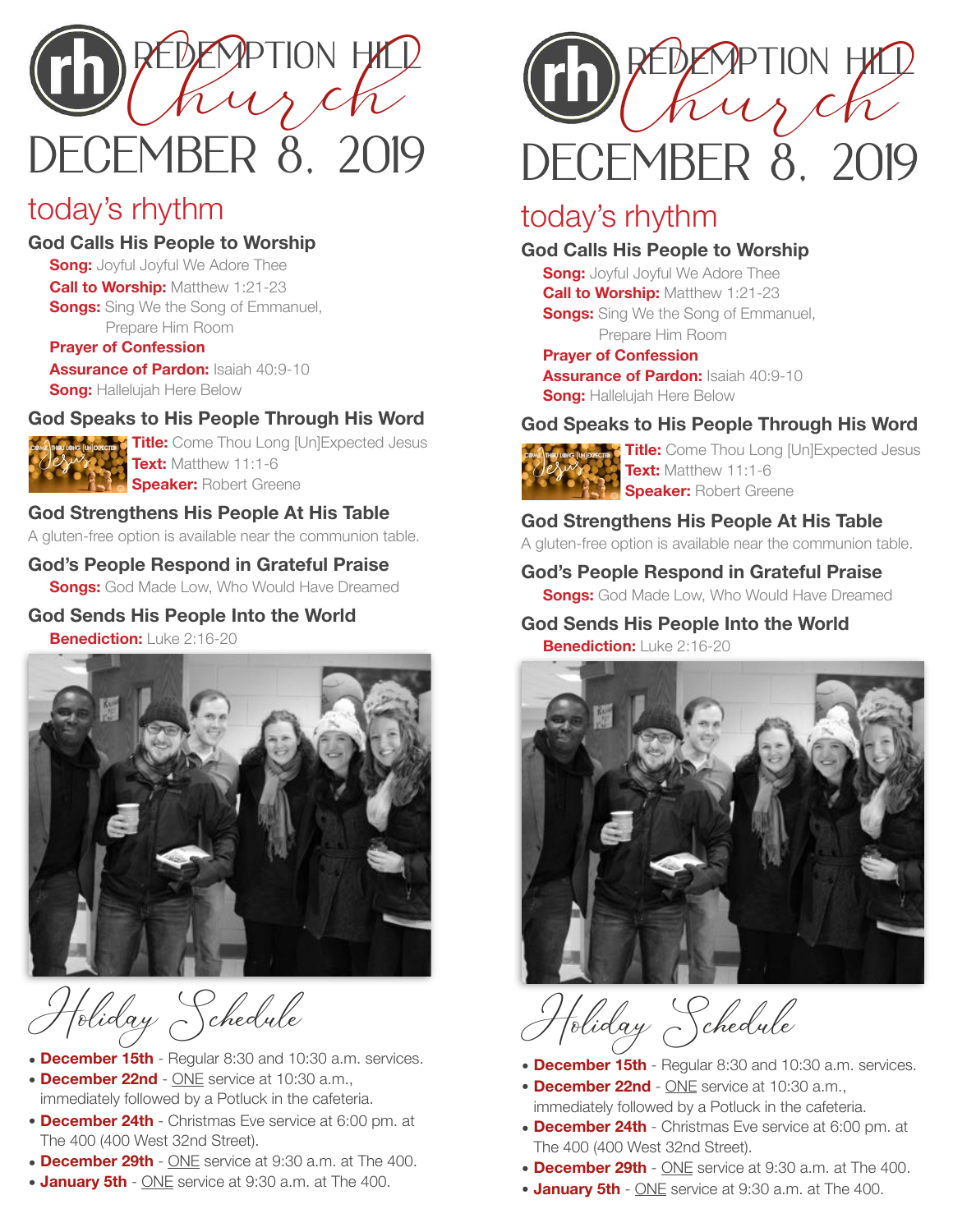# REDEMPTION HILL Church

# DECEMBER 8, 2019

## today's rhythm

### God Calls His People to Worship

**Song:** Joyful Joyful We Adore Thee
**Call to Worship:** Matthew 1:21-23
**Songs:** Sing We the Song of Emmanuel, Prepare Him Room
**Prayer of Confession**
**Assurance of Pardon:** Isaiah 40:9-10
**Song:** Hallelujah Here Below

### God Speaks to His People Through His Word

**Title:** Come Thou Long [Un]Expected Jesus
**Text:** Matthew 11:1-6
**Speaker:** Robert Greene

### God Strengthens His People At His Table

A gluten-free option is available near the communion table.

### God's People Respond in Grateful Praise

**Songs:** God Made Low, Who Would Have Dreamed

### God Sends His People Into the World

**Benediction:** Luke 2:16-20

## Holiday Schedule

- **December 15th** - Regular 8:30 and 10:30 a.m. services.
- **December 22nd** - ONE service at 10:30 a.m., immediately followed by a Potluck in the cafeteria.
- **December 24th** - Christmas Eve service at 6:00 pm. at The 400 (400 West 32nd Street).
- **December 29th** - ONE service at 9:30 a.m. at The 400.
- **January 5th** - ONE service at 9:30 a.m. at The 400.

# REDEMPTION HILL Church

# DECEMBER 8, 2019

## today's rhythm

### God Calls His People to Worship

**Song:** Joyful Joyful We Adore Thee
**Call to Worship:** Matthew 1:21-23
**Songs:** Sing We the Song of Emmanuel, Prepare Him Room
**Prayer of Confession**
**Assurance of Pardon:** Isaiah 40:9-10
**Song:** Hallelujah Here Below

### God Speaks to His People Through His Word

**Title:** Come Thou Long [Un]Expected Jesus
**Text:** Matthew 11:1-6
**Speaker:** Robert Greene

### God Strengthens His People At His Table

A gluten-free option is available near the communion table.

### God's People Respond in Grateful Praise

**Songs:** God Made Low, Who Would Have Dreamed

### God Sends His People Into the World

**Benediction:** Luke 2:16-20

## Holiday Schedule

- **December 15th** - Regular 8:30 and 10:30 a.m. services.
- **December 22nd** - ONE service at 10:30 a.m., immediately followed by a Potluck in the cafeteria.
- **December 24th** - Christmas Eve service at 6:00 pm. at The 400 (400 West 32nd Street).
- **December 29th** - ONE service at 9:30 a.m. at The 400.
- **January 5th** - ONE service at 9:30 a.m. at The 400.